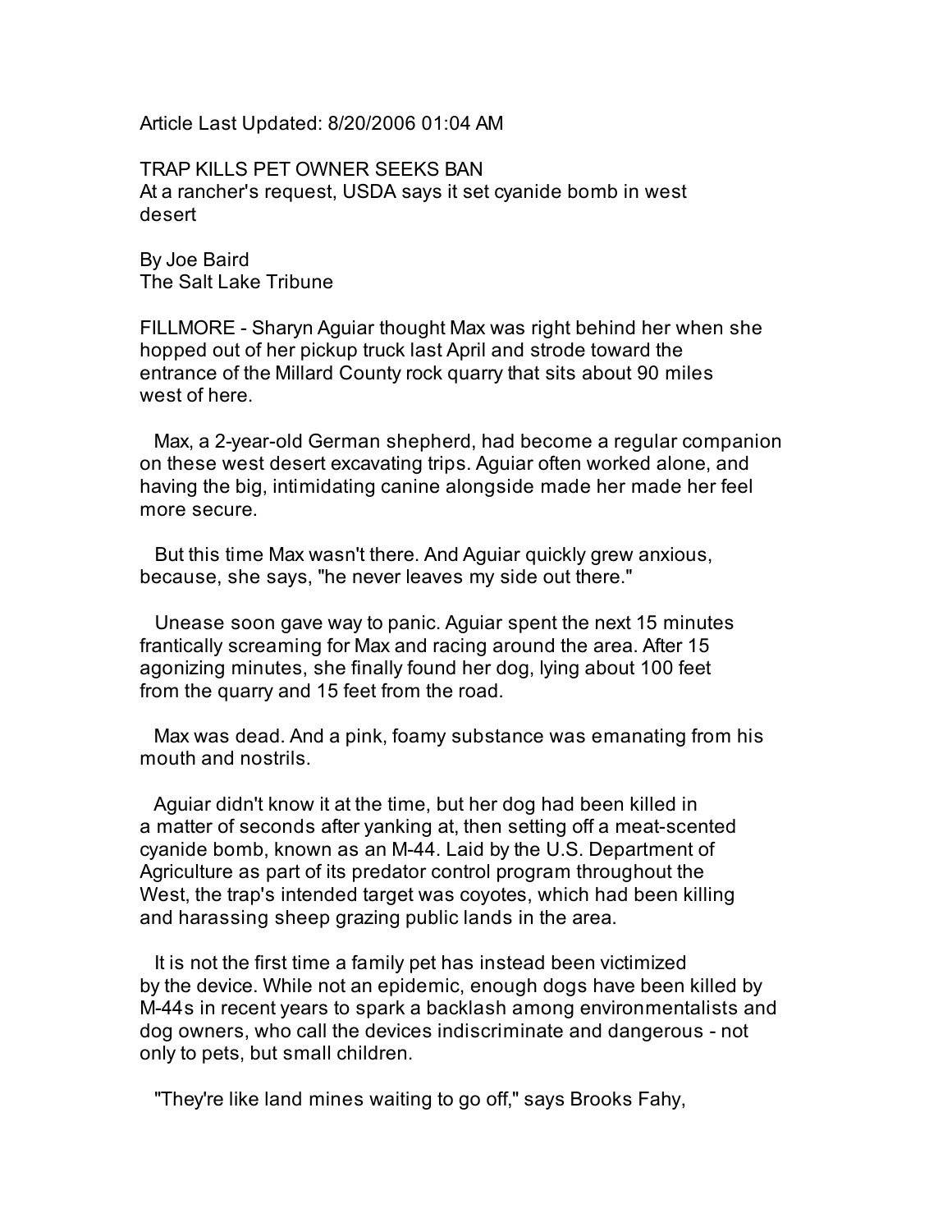Article Last Updated: 8/20/2006 01:04 AM

# TRAP KILLS PET OWNER SEEKS BAN

## At a rancher's request, USDA says it set cyanide bomb in west desert

By Joe Baird
The Salt Lake Tribune

FILLMORE - Sharyn Aguiar thought Max was right behind her when she hopped out of her pickup truck last April and strode toward the entrance of the Millard County rock quarry that sits about 90 miles west of here.

Max, a 2-year-old German shepherd, had become a regular companion on these west desert excavating trips. Aguiar often worked alone, and having the big, intimidating canine alongside made her made her feel more secure.

But this time Max wasn't there. And Aguiar quickly grew anxious, because, she says, "he never leaves my side out there."

Unease soon gave way to panic. Aguiar spent the next 15 minutes frantically screaming for Max and racing around the area. After 15 agonizing minutes, she finally found her dog, lying about 100 feet from the quarry and 15 feet from the road.

Max was dead. And a pink, foamy substance was emanating from his mouth and nostrils.

Aguiar didn't know it at the time, but her dog had been killed in a matter of seconds after yanking at, then setting off a meat-scented cyanide bomb, known as an M-44. Laid by the U.S. Department of Agriculture as part of its predator control program throughout the West, the trap's intended target was coyotes, which had been killing and harassing sheep grazing public lands in the area.

It is not the first time a family pet has instead been victimized by the device. While not an epidemic, enough dogs have been killed by M-44s in recent years to spark a backlash among environmentalists and dog owners, who call the devices indiscriminate and dangerous - not only to pets, but small children.

"They're like land mines waiting to go off," says Brooks Fahy,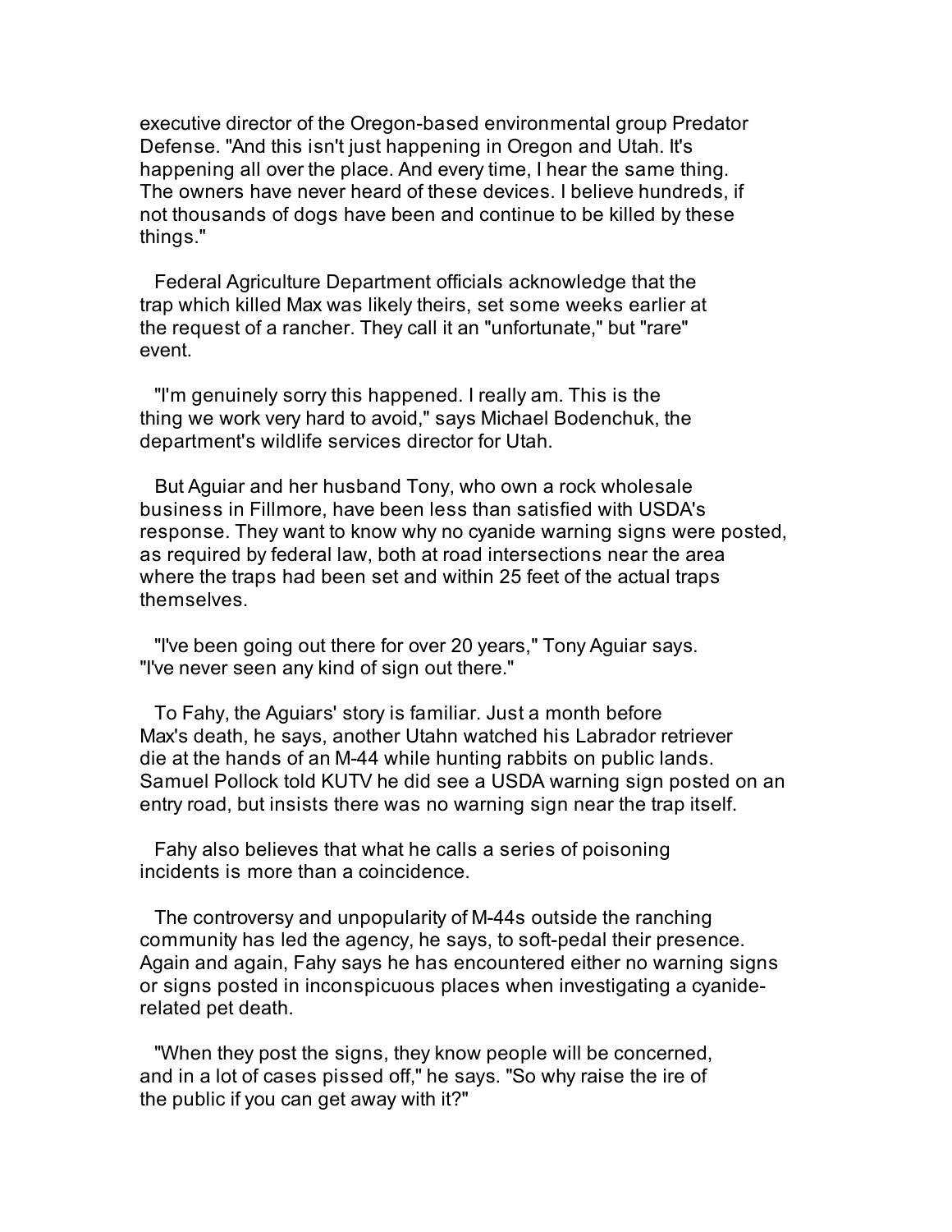executive director of the Oregon-based environmental group Predator Defense. "And this isn't just happening in Oregon and Utah. It's happening all over the place. And every time, I hear the same thing. The owners have never heard of these devices. I believe hundreds, if not thousands of dogs have been and continue to be killed by these things."

Federal Agriculture Department officials acknowledge that the trap which killed Max was likely theirs, set some weeks earlier at the request of a rancher. They call it an "unfortunate," but "rare" event.

"I'm genuinely sorry this happened. I really am. This is the thing we work very hard to avoid," says Michael Bodenchuk, the department's wildlife services director for Utah.

But Aguiar and her husband Tony, who own a rock wholesale business in Fillmore, have been less than satisfied with USDA's response. They want to know why no cyanide warning signs were posted, as required by federal law, both at road intersections near the area where the traps had been set and within 25 feet of the actual traps themselves.

"I've been going out there for over 20 years," Tony Aguiar says. "I've never seen any kind of sign out there."

To Fahy, the Aguiars' story is familiar. Just a month before Max's death, he says, another Utahn watched his Labrador retriever die at the hands of an M-44 while hunting rabbits on public lands. Samuel Pollock told KUTV he did see a USDA warning sign posted on an entry road, but insists there was no warning sign near the trap itself.

Fahy also believes that what he calls a series of poisoning incidents is more than a coincidence.

The controversy and unpopularity of M-44s outside the ranching community has led the agency, he says, to soft-pedal their presence. Again and again, Fahy says he has encountered either no warning signs or signs posted in inconspicuous places when investigating a cyanide-related pet death.

"When they post the signs, they know people will be concerned, and in a lot of cases pissed off," he says. "So why raise the ire of the public if you can get away with it?"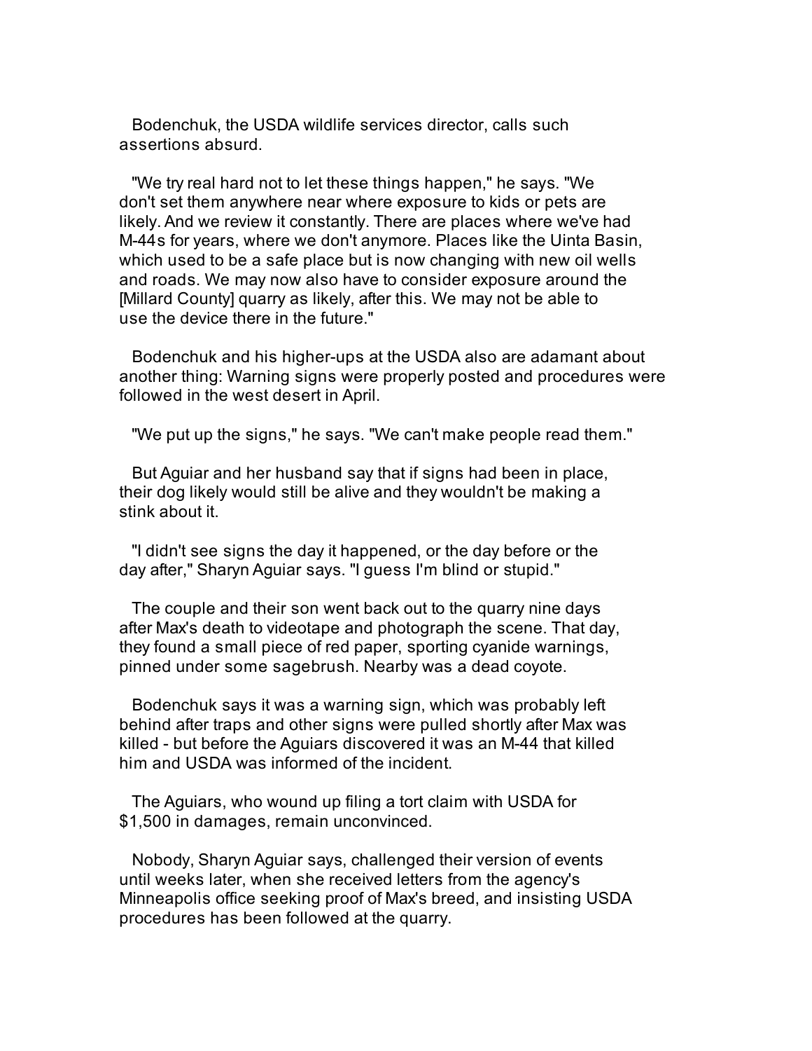Bodenchuk, the USDA wildlife services director, calls such assertions absurd.

"We try real hard not to let these things happen," he says. "We don't set them anywhere near where exposure to kids or pets are likely. And we review it constantly. There are places where we've had M-44s for years, where we don't anymore. Places like the Uinta Basin, which used to be a safe place but is now changing with new oil wells and roads. We may now also have to consider exposure around the [Millard County] quarry as likely, after this. We may not be able to use the device there in the future."

Bodenchuk and his higher-ups at the USDA also are adamant about another thing: Warning signs were properly posted and procedures were followed in the west desert in April.

"We put up the signs," he says. "We can't make people read them."

But Aguiar and her husband say that if signs had been in place, their dog likely would still be alive and they wouldn't be making a stink about it.

"I didn't see signs the day it happened, or the day before or the day after," Sharyn Aguiar says. "I guess I'm blind or stupid."

The couple and their son went back out to the quarry nine days after Max's death to videotape and photograph the scene. That day, they found a small piece of red paper, sporting cyanide warnings, pinned under some sagebrush. Nearby was a dead coyote.

Bodenchuk says it was a warning sign, which was probably left behind after traps and other signs were pulled shortly after Max was killed - but before the Aguiars discovered it was an M-44 that killed him and USDA was informed of the incident.

The Aguiars, who wound up filing a tort claim with USDA for $1,500 in damages, remain unconvinced.

Nobody, Sharyn Aguiar says, challenged their version of events until weeks later, when she received letters from the agency's Minneapolis office seeking proof of Max's breed, and insisting USDA procedures has been followed at the quarry.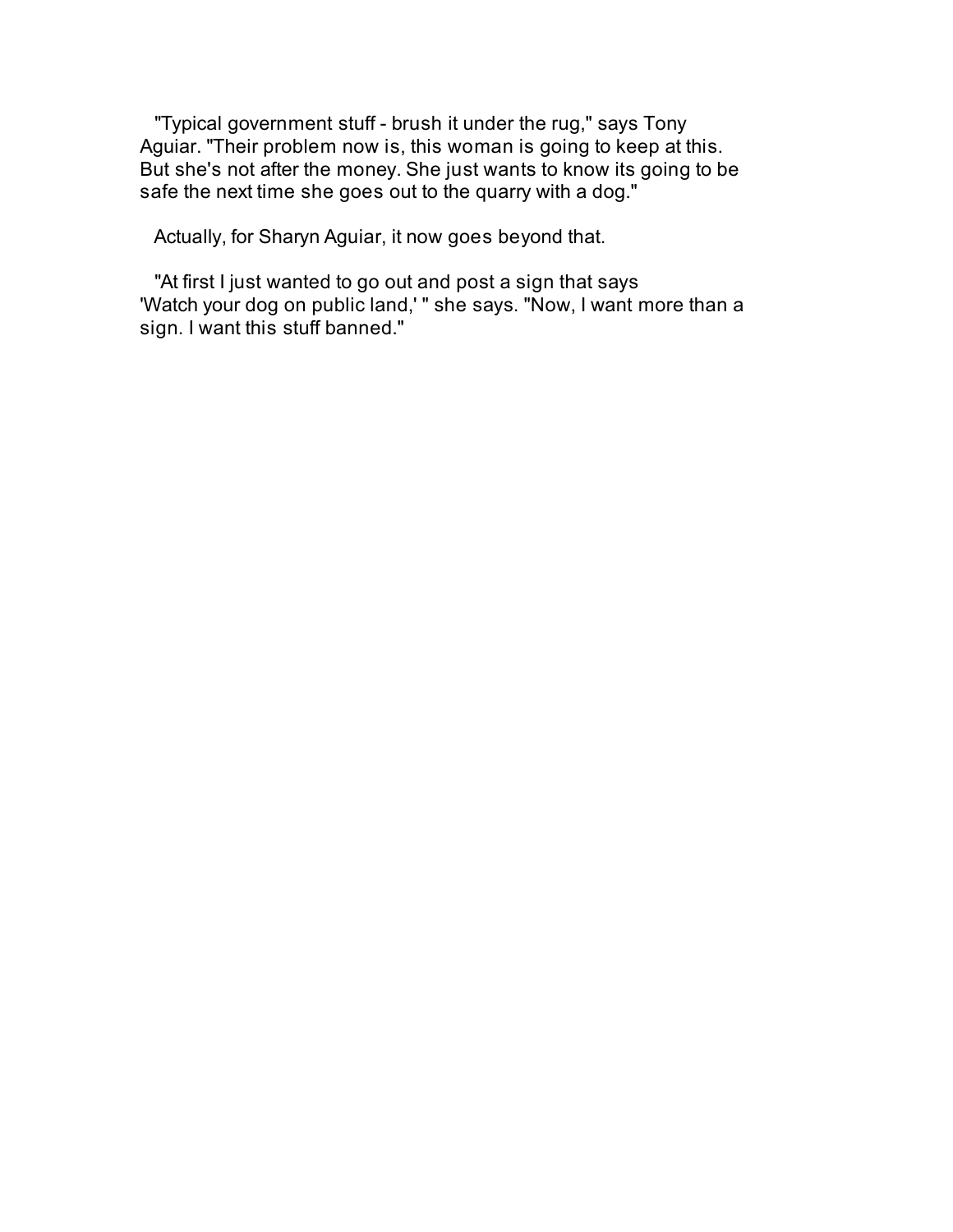"Typical government stuff - brush it under the rug," says Tony Aguiar. "Their problem now is, this woman is going to keep at this. But she's not after the money. She just wants to know its going to be safe the next time she goes out to the quarry with a dog."

Actually, for Sharyn Aguiar, it now goes beyond that.

"At first I just wanted to go out and post a sign that says 'Watch your dog on public land,' " she says. "Now, I want more than a sign. I want this stuff banned."